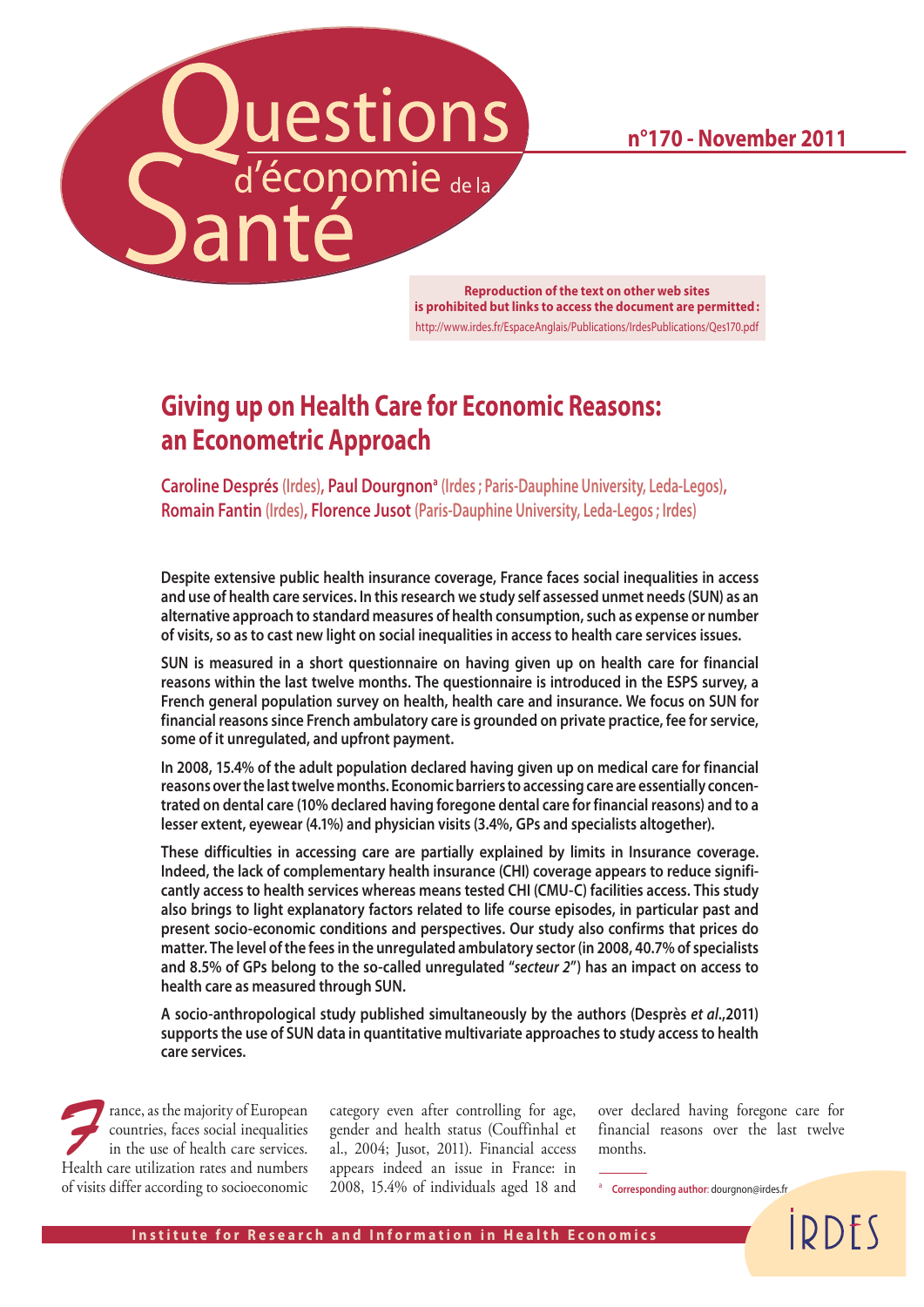# Questions d'économie de la Santé

**n°170 - November 2011**

**Reproduction of the text on other web sites is prohibited but links to access the document are permitted:**
http://www.irdes.fr/EspaceAnglais/Publications/IrdesPublications/Qes170.pdf

## Giving up on Health Care for Economic Reasons: an Econometric Approach

**Caroline Desprès** (Irdes), **Paul Dourgnon**[a] (Irdes ; Paris-Dauphine University, Leda-Legos), **Romain Fantin** (Irdes), **Florence Jusot** (Paris-Dauphine University, Leda-Legos ; Irdes)

**Despite extensive public health insurance coverage, France faces social inequalities in access and use of health care services. In this research we study self assessed unmet needs (SUN) as an alternative approach to standard measures of health consumption, such as expense or number of visits, so as to cast new light on social inequalities in access to health care services issues.**

**SUN is measured in a short questionnaire on having given up on health care for financial reasons within the last twelve months. The questionnaire is introduced in the ESPS survey, a French general population survey on health, health care and insurance. We focus on SUN for financial reasons since French ambulatory care is grounded on private practice, fee for service, some of it unregulated, and upfront payment.**

**In 2008, 15.4% of the adult population declared having given up on medical care for financial reasons over the last twelve months. Economic barriers to accessing care are essentially concentrated on dental care (10% declared having foregone dental care for financial reasons) and to a lesser extent, eyewear (4.1%) and physician visits (3.4%, GPs and specialists altogether).**

**These difficulties in accessing care are partially explained by limits in Insurance coverage. Indeed, the lack of complementary health insurance (CHI) coverage appears to reduce significantly access to health services whereas means tested CHI (CMU-C) facilities access. This study also brings to light explanatory factors related to life course episodes, in particular past and present socio-economic conditions and perspectives. Our study also confirms that prices do matter. The level of the fees in the unregulated ambulatory sector (in 2008, 40.7% of specialists and 8.5% of GPs belong to the so-called unregulated "*secteur 2*") has an impact on access to health care as measured through SUN.**

**A socio-anthropological study published simultaneously by the authors (Desprès *et al*.,2011) supports the use of SUN data in quantitative multivariate approaches to study access to health care services.**

France, as the majority of European countries, faces social inequalities in the use of health care services. Health care utilization rates and numbers of visits differ according to socioeconomic category even after controlling for age, gender and health status (Couffinhal et al., 2004; Jusot, 2011). Financial access appears indeed an issue in France: in 2008, 15.4% of individuals aged 18 and over declared having foregone care for financial reasons over the last twelve months.

[a] **Corresponding author**: dourgnon@irdes.fr

Institute for Research and Information in Health Economics

IRDES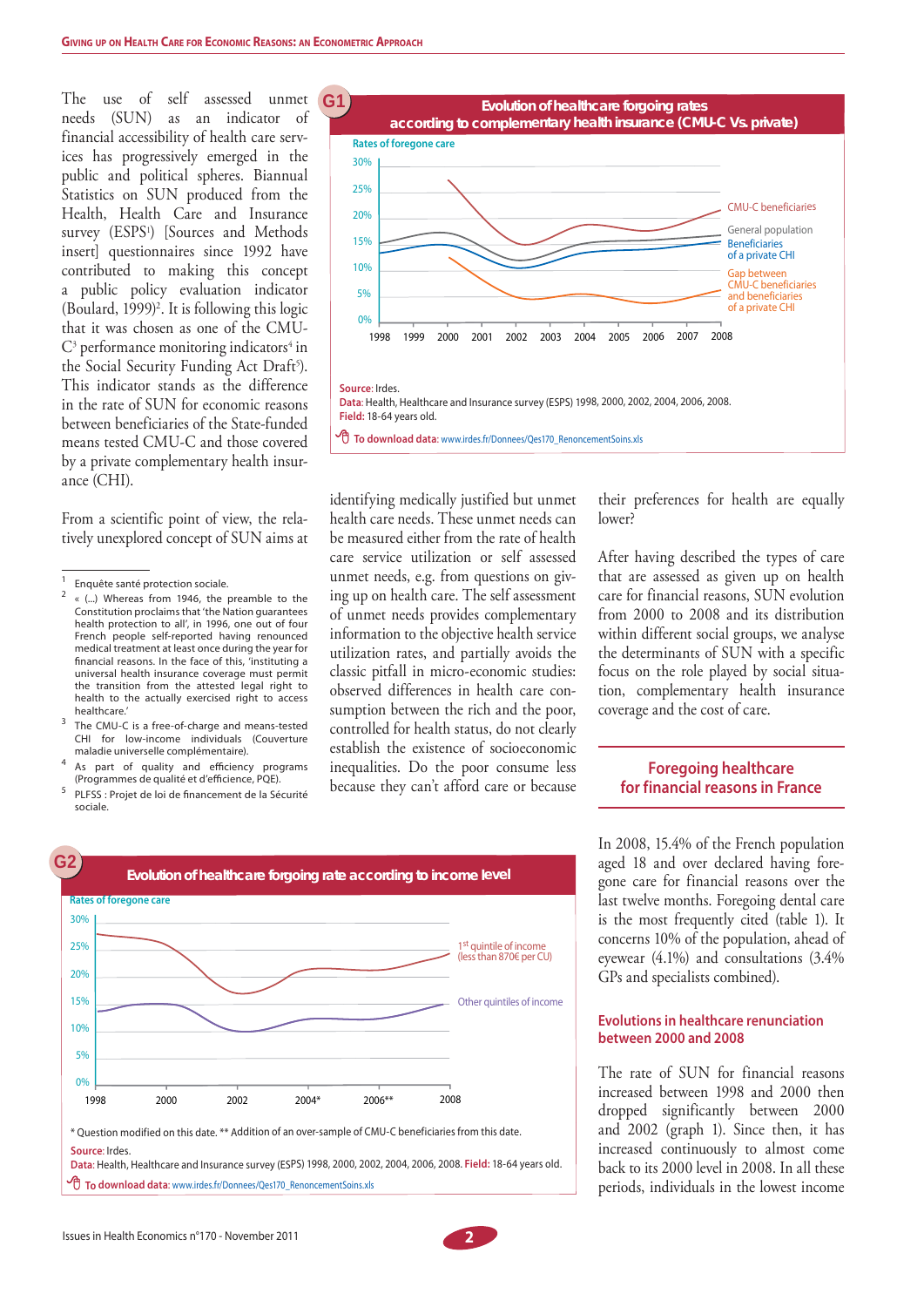The use of self assessed unmet needs (SUN) as an indicator of financial accessibility of health care services has progressively emerged in the public and political spheres. Biannual Statistics on SUN produced from the Health, Health Care and Insurance survey (ESPS[1]) [Sources and Methods insert] questionnaires since 1992 have contributed to making this concept a public policy evaluation indicator (Boulard, 1999)[2]. It is following this logic that it was chosen as one of the CMU-C[3] performance monitoring indicators[4] in the Social Security Funding Act Draft[5]). This indicator stands as the difference in the rate of SUN for economic reasons between beneficiaries of the State-funded means tested CMU-C and those covered by a private complementary health insurance (CHI).

From a scientific point of view, the relatively unexplored concept of SUN aims at identifying medically justified but unmet health care needs. These unmet needs can be measured either from the rate of health care service utilization or self assessed unmet needs, e.g. from questions on giving up on health care. The self assessment of unmet needs provides complementary information to the objective health service utilization rates, and partially avoids the classic pitfall in micro-economic studies: observed differences in health care consumption between the rich and the poor, controlled for health status, do not clearly establish the existence of socioeconomic inequalities. Do the poor consume less because they can't afford care or because their preferences for health are equally lower?

After having described the types of care that are assessed as given up on health care for financial reasons, SUN evolution from 2000 to 2008 and its distribution within different social groups, we analyse the determinants of SUN with a specific focus on the role played by social situation, complementary health insurance coverage and the cost of care.

**G1 — Evolution of healthcare forgoing rates according to complementary health insurance (CMU-C Vs. private)**

Rates of foregone care: 0% – 30%; years 1998–2008. Series: CMU-C beneficiaries; General population; Beneficiaries of a private CHI; Gap between CMU-C beneficiaries and beneficiaries of a private CHI.

Source: Irdes.
Data: Health, Healthcare and Insurance survey (ESPS) 1998, 2000, 2002, 2004, 2006, 2008.
Field: 18-64 years old.
To download data: www.irdes.fr/Donnees/Qes170_RenoncementSoins.xls

**G2 — Evolution of healthcare forgoing rate according to income level**

Rates of foregone care: 0% – 30%; years 1998, 2000, 2002, 2004*, 2006**, 2008. Series: 1st quintile of income (less than 870€ per CU); Other quintiles of income.

\* Question modified on this date. \*\* Addition of an over-sample of CMU-C beneficiaries from this date.
Source: Irdes.
Data: Health, Healthcare and Insurance survey (ESPS) 1998, 2000, 2002, 2004, 2006, 2008. Field: 18-64 years old.
To download data: www.irdes.fr/Donnees/Qes170_RenoncementSoins.xls

## Foregoing healthcare for financial reasons in France

In 2008, 15.4% of the French population aged 18 and over declared having foregone care for financial reasons over the last twelve months. Foregoing dental care is the most frequently cited (table 1). It concerns 10% of the population, ahead of eyewear (4.1%) and consultations (3.4% GPs and specialists combined).

### Evolutions in healthcare renunciation between 2000 and 2008

The rate of SUN for financial reasons increased between 1998 and 2000 then dropped significantly between 2000 and 2002 (graph 1). Since then, it has increased continuously to almost come back to its 2000 level in 2008. In all these periods, individuals in the lowest income

---

[1] Enquête santé protection sociale.

[2] « (...) Whereas from 1946, the preamble to the Constitution proclaims that 'the Nation guarantees health protection to all', in 1996, one out of four French people self-reported having renounced medical treatment at least once during the year for financial reasons. In the face of this, 'instituting a universal health insurance coverage must permit the transition from the attested legal right to health to the actually exercised right to access healthcare.'

[3] The CMU-C is a free-of-charge and means-tested CHI for low-income individuals (Couverture maladie universelle complémentaire).

[4] As part of quality and efficiency programs (Programmes de qualité et d'efficience, PQE).

[5] PLFSS : Projet de loi de financement de la Sécurité sociale.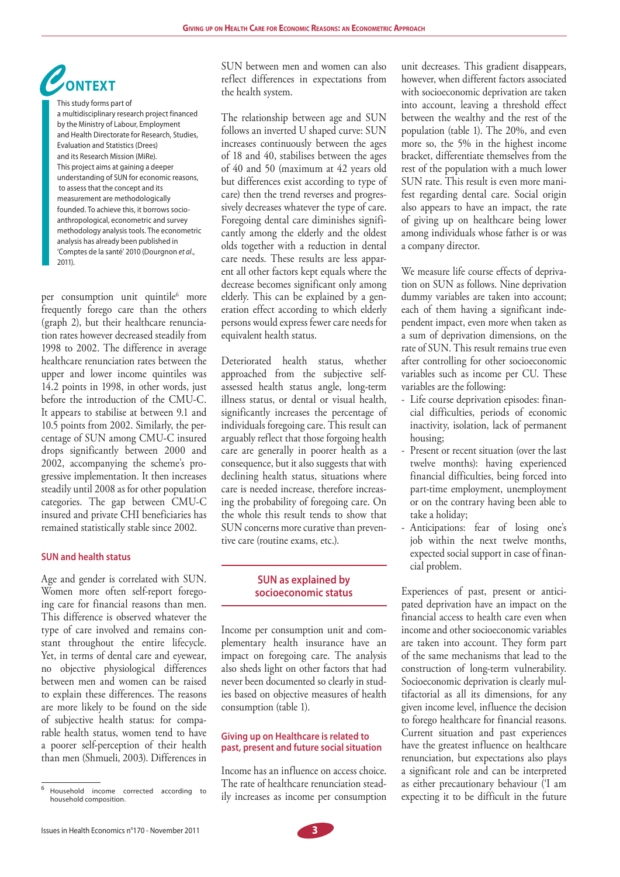## CONTEXT

This study forms part of a multidisciplinary research project financed by the Ministry of Labour, Employment and Health Directorate for Research, Studies, Evaluation and Statistics (Drees) and its Research Mission (MiRe). This project aims at gaining a deeper understanding of SUN for economic reasons, to assess that the concept and its measurement are methodologically founded. To achieve this, it borrows socio-anthropological, econometric and survey methodology analysis tools. The econometric analysis has already been published in 'Comptes de la santé' 2010 (Dourgnon *et al.*, 2011).

per consumption unit quintile[6] more frequently forego care than the others (graph 2), but their healthcare renunciation rates however decreased steadily from 1998 to 2002. The difference in average healthcare renunciation rates between the upper and lower income quintiles was 14.2 points in 1998, in other words, just before the introduction of the CMU-C. It appears to stabilise at between 9.1 and 10.5 points from 2002. Similarly, the percentage of SUN among CMU-C insured drops significantly between 2000 and 2002, accompanying the scheme's progressive implementation. It then increases steadily until 2008 as for other population categories. The gap between CMU-C insured and private CHI beneficiaries has remained statistically stable since 2002.

### SUN and health status

Age and gender is correlated with SUN. Women more often self-report foregoing care for financial reasons than men. This difference is observed whatever the type of care involved and remains constant throughout the entire lifecycle. Yet, in terms of dental care and eyewear, no objective physiological differences between men and women can be raised to explain these differences. The reasons are more likely to be found on the side of subjective health status: for comparable health status, women tend to have a poorer self-perception of their health than men (Shmueli, 2003). Differences in SUN between men and women can also reflect differences in expectations from the health system.

The relationship between age and SUN follows an inverted U shaped curve: SUN increases continuously between the ages of 18 and 40, stabilises between the ages of 40 and 50 (maximum at 42 years old but differences exist according to type of care) then the trend reverses and progressively decreases whatever the type of care. Foregoing dental care diminishes significantly among the elderly and the oldest olds together with a reduction in dental care needs. These results are less apparent all other factors kept equals where the decrease becomes significant only among elderly. This can be explained by a generation effect according to which elderly persons would express fewer care needs for equivalent health status.

Deteriorated health status, whether approached from the subjective self-assessed health status angle, long-term illness status, or dental or visual health, significantly increases the percentage of individuals foregoing care. This result can arguably reflect that those forgoing health care are generally in poorer health as a consequence, but it also suggests that with declining health status, situations where care is needed increase, therefore increasing the probability of foregoing care. On the whole this result tends to show that SUN concerns more curative than preventive care (routine exams, etc.).

## SUN as explained by socioeconomic status

Income per consumption unit and complementary health insurance have an impact on foregoing care. The analysis also sheds light on other factors that had never been documented so clearly in studies based on objective measures of health consumption (table 1).

### Giving up on Healthcare is related to past, present and future social situation

Income has an influence on access choice. The rate of healthcare renunciation steadily increases as income per consumption unit decreases. This gradient disappears, however, when different factors associated with socioeconomic deprivation are taken into account, leaving a threshold effect between the wealthy and the rest of the population (table 1). The 20%, and even more so, the 5% in the highest income bracket, differentiate themselves from the rest of the population with a much lower SUN rate. This result is even more manifest regarding dental care. Social origin also appears to have an impact, the rate of giving up on healthcare being lower among individuals whose father is or was a company director.

We measure life course effects of deprivation on SUN as follows. Nine deprivation dummy variables are taken into account; each of them having a significant independent impact, even more when taken as a sum of deprivation dimensions, on the rate of SUN. This result remains true even after controlling for other socioeconomic variables such as income per CU. These variables are the following:

- Life course deprivation episodes: financial difficulties, periods of economic inactivity, isolation, lack of permanent housing;
- Present or recent situation (over the last twelve months): having experienced financial difficulties, being forced into part-time employment, unemployment or on the contrary having been able to take a holiday;
- Anticipations: fear of losing one's job within the next twelve months, expected social support in case of financial problem.

Experiences of past, present or anticipated deprivation have an impact on the financial access to health care even when income and other socioeconomic variables are taken into account. They form part of the same mechanisms that lead to the construction of long-term vulnerability. Socioeconomic deprivation is clearly multifactorial as all its dimensions, for any given income level, influence the decision to forego healthcare for financial reasons. Current situation and past experiences have the greatest influence on healthcare renunciation, but expectations also plays a significant role and can be interpreted as either precautionary behaviour ('I am expecting it to be difficult in the future

[6] Household income corrected according to household composition.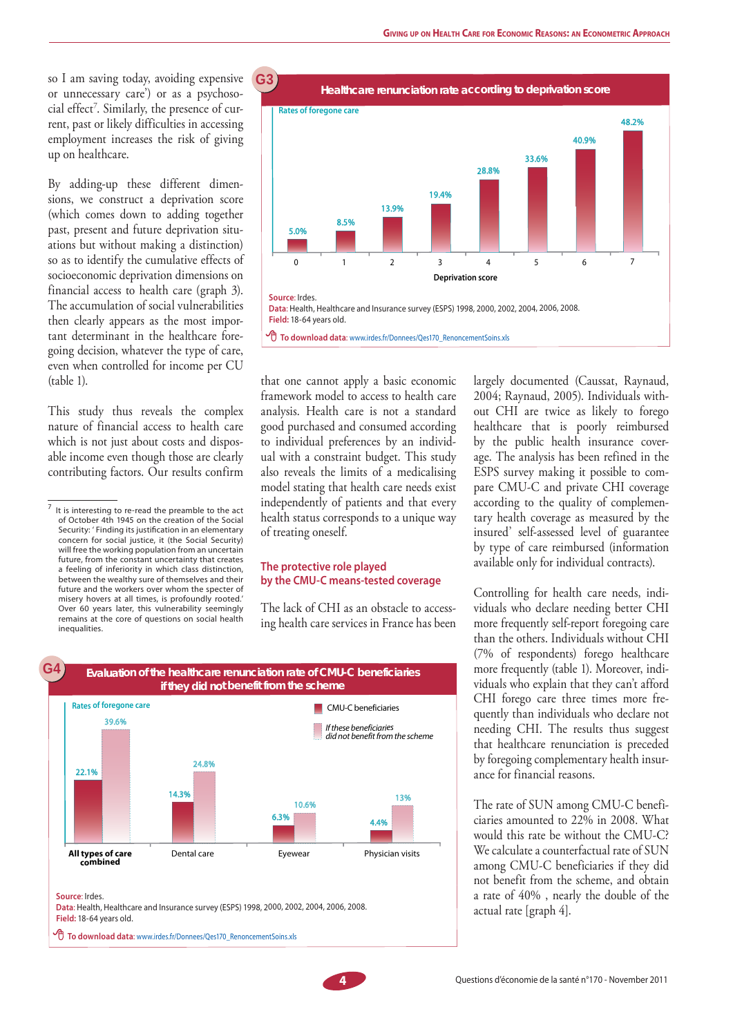so I am saving today, avoiding expensive or unnecessary care') or as a psychosocial effect[7]. Similarly, the presence of current, past or likely difficulties in accessing employment increases the risk of giving up on healthcare.

By adding-up these different dimensions, we construct a deprivation score (which comes down to adding together past, present and future deprivation situations but without making a distinction) so as to identify the cumulative effects of socioeconomic deprivation dimensions on financial access to health care (graph 3). The accumulation of social vulnerabilities then clearly appears as the most important determinant in the healthcare foregoing decision, whatever the type of care, even when controlled for income per CU (table 1).

This study thus reveals the complex nature of financial access to health care which is not just about costs and disposable income even though those are clearly contributing factors. Our results confirm that one cannot apply a basic economic framework model to access to health care analysis. Health care is not a standard good purchased and consumed according to individual preferences by an individual with a constraint budget. This study also reveals the limits of a medicalising model stating that health care needs exist independently of patients and that every health status corresponds to a unique way of treating oneself.

[7] It is interesting to re-read the preamble to the act of October 4th 1945 on the creation of the Social Security: ' Finding its justification in an elementary concern for social justice, it (the Social Security) will free the working population from an uncertain future, from the constant uncertainty that creates a feeling of inferiority in which class distinction, between the wealthy sure of themselves and their future and the workers over whom the specter of misery hovers at all times, is profoundly rooted.' Over 60 years later, this vulnerability seemingly remains at the core of questions on social health inequalities.

**G3 — Healthcare renunciation rate according to deprivation score**

Rates of foregone care

| Deprivation score | 0 | 1 | 2 | 3 | 4 | 5 | 6 | 7 |
|---|---|---|---|---|---|---|---|---|
| Rate of foregone care | 5.0% | 8.5% | 13.9% | 19.4% | 28.8% | 33.6% | 40.9% | 48.2% |

**Source**: Irdes.
**Data**: Health, Healthcare and Insurance survey (ESPS) 1998, 2000, 2002, 2004, 2006, 2008.
**Field**: 18-64 years old.
**To download data**: www.irdes.fr/Donnees/Qes170_RenoncementSoins.xls

## The protective role played by the CMU-C means-tested coverage

The lack of CHI as an obstacle to accessing health care services in France has been largely documented (Caussat, Raynaud, 2004; Raynaud, 2005). Individuals without CHI are twice as likely to forego healthcare that is poorly reimbursed by the public health insurance coverage. The analysis has been refined in the ESPS survey making it possible to compare CMU-C and private CHI coverage according to the quality of complementary health coverage as measured by the insured' self-assessed level of guarantee by type of care reimbursed (information available only for individual contracts).

Controlling for health care needs, individuals who declare needing better CHI more frequently self-report foregoing care than the others. Individuals without CHI (7% of respondents) forego healthcare more frequently (table 1). Moreover, individuals who explain that they can't afford CHI forego care three times more frequently than individuals who declare not needing CHI. The results thus suggest that healthcare renunciation is preceded by foregoing complementary health insurance for financial reasons.

The rate of SUN among CMU-C beneficiaries amounted to 22% in 2008. What would this rate be without the CMU-C? We calculate a counterfactual rate of SUN among CMU-C beneficiaries if they did not benefit from the scheme, and obtain a rate of 40% , nearly the double of the actual rate [graph 4].

**G4 — Evaluation of the healthcare renunciation rate of CMU-C beneficiaries if they did not benefit from the scheme**

Rates of foregone care

| | All types of care combined | Dental care | Eyewear | Physician visits |
|---|---|---|---|---|
| CMU-C beneficiaries | 22.1% | 14.3% | 6.3% | 4.4% |
| *If these beneficiaries did not benefit from the scheme* | 39.6% | 24.8% | 10.6% | 13% |

**Source**: Irdes.
**Data**: Health, Healthcare and Insurance survey (ESPS) 1998, 2000, 2002, 2004, 2006, 2008.
**Field**: 18-64 years old.
**To download data**: www.irdes.fr/Donnees/Qes170_RenoncementSoins.xls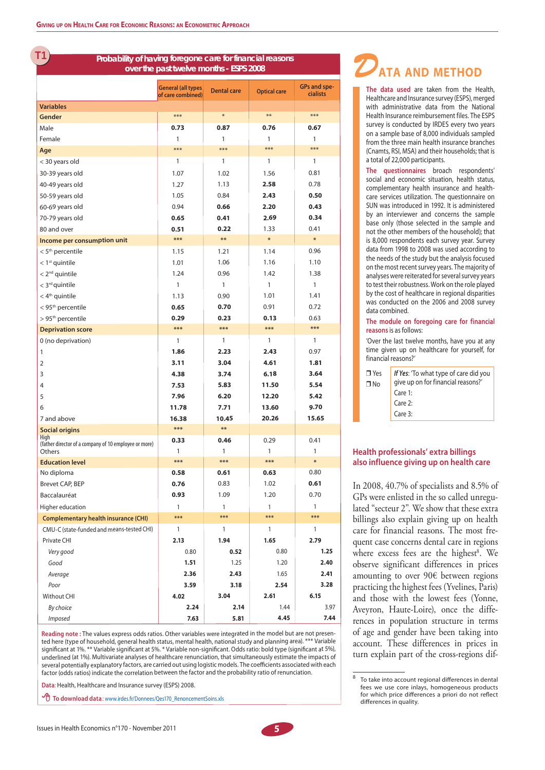**T1**

**Probability of having foregone care for financial reasons over the past twelve months - ESPS 2008**

| Variables | General (all types of care combined) | Dental care | Optical care | GPs and specialists |
|---|---|---|---|---|
| **Gender** | *** | * | ** | *** |
| Male | **0.73** | **0.87** | **0.76** | **0.67** |
| Female | 1 | 1 | 1 | 1 |
| **Age** | *** | *** | *** | *** |
| < 30 years old | 1 | 1 | 1 | 1 |
| 30-39 years old | 1.07 | 1.02 | 1.56 | 0.81 |
| 40-49 years old | 1.27 | 1.13 | **2.58** | 0.78 |
| 50-59 years old | 1.05 | 0.84 | **2.43** | **0.50** |
| 60-69 years old | 0.94 | **0.66** | **2.20** | **0.43** |
| 70-79 years old | **0.65** | **0.41** | **2.69** | **0.34** |
| 80 and over | **0.51** | **0.22** | 1.33 | 0.41 |
| **Income per consumption unit** | *** | ** | * | * |
| < 5th percentile | 1.15 | 1.21 | 1.14 | 0.96 |
| < 1st quintile | 1.01 | 1.06 | 1.16 | 1.10 |
| < 2nd quintile | 1.24 | 0.96 | 1.42 | 1.38 |
| < 3rd quintile | 1 | 1 | 1 | 1 |
| < 4th quintile | 1.13 | 0.90 | 1.01 | 1.41 |
| < 95th percentile | **0.65** | **0.70** | 0.91 | 0.72 |
| > 95th percentile | **0.29** | **0.23** | **0.13** | 0.63 |
| **Deprivation score** | *** | *** | *** | *** |
| 0 (no deprivation) | 1 | 1 | 1 | 1 |
| 1 | **1.86** | **2.23** | **2.43** | 0.97 |
| 2 | **3.11** | **3.04** | **4.61** | **1.81** |
| 3 | **4.38** | **3.74** | **6.18** | **3.64** |
| 4 | **7.53** | **5.83** | **11.50** | **5.54** |
| 5 | **7.96** | **6.20** | **12.20** | **5.42** |
| 6 | **11.78** | **7.71** | **13.60** | **9.70** |
| 7 and above | **16.38** | **10.45** | **20.26** | **15.65** |
| **Social origins** | *** | ** | | |
| High (father director of a company of 10 employee or more) | **0.33** | **0.46** | 0.29 | 0.41 |
| Others | 1 | 1 | 1 | 1 |
| **Education level** | *** | *** | *** | * |
| No diploma | **0.58** | **0.61** | **0.63** | 0.80 |
| Brevet CAP, BEP | **0.76** | 0.83 | 1.02 | **0.61** |
| Baccalauréat | **0.93** | 1.09 | 1.20 | 0.70 |
| Higher education | 1 | 1 | 1 | 1 |
| **Complementary health insurance (CHI)** | *** | *** | *** | *** |
| CMU-C (state-funded and means-tested CHI) | 1 | 1 | 1 | 1 |
| Private CHI | **2.13** | **1.94** | **1.65** | **2.79** |
| *Very good* | 0.80 | **0.52** | 0.80 | **1.25** |
| *Good* | **1.51** | 1.25 | 1.20 | **2.40** |
| *Average* | **2.36** | **2.43** | 1.65 | **2.41** |
| *Poor* | **3.59** | **3.18** | **2.54** | **3.28** |
| Without CHI | **4.02** | **3.04** | **2.61** | **6.15** |
| *By choice* | **2.24** | **2.14** | 1.44 | 3.97 |
| *Imposed* | **7.63** | **5.81** | **4.45** | **7.44** |

**Reading note :** The values express odds ratios. Other variables were integrated in the model but are not presented here (type of household, general health status, mental health, national study and planning area). *** Variable significant at 1%. ** Variable significant at 5%. * Variable non-significant. Odds ratio: bold type (significant at 5%), underlined (at 1%). Multivariate analyses of healthcare renunciation, that simultaneously estimate the impacts of several potentially explanatory factors, are carried out using logistic models. The coefficients associated with each factor (odds ratios) indicate the correlation between the factor and the probability ratio of renunciation.

**Data**: Health, Healthcare and Insurance survey (ESPS) 2008.

**To download data** : www.irdes.fr/Donnees/Qes170_RenoncementSoins.xls

## Data and method

**The data used** are taken from the Health, Healthcare and Insurance survey (ESPS), merged with administrative data from the National Health Insurance reimbursement files. The ESPS survey is conducted by IRDES every two years on a sample base of 8,000 individuals sampled from the three main health insurance branches (Cnamts, RSI, MSA) and their households; that is a total of 22,000 participants.

**The questionnaires** broach respondents' social and economic situation, health status, complementary health insurance and healthcare services utilization. The questionnaire on SUN was introduced in 1992. It is administered by an interviewer and concerns the sample base only (those selected in the sample and not the other members of the household); that is 8,000 respondents each survey year. Survey data from 1998 to 2008 was used according to the needs of the study but the analysis focused on the most recent survey years. The majority of analyses were reiterated for several survey years to test their robustness. Work on the role played by the cost of healthcare in regional disparities was conducted on the 2006 and 2008 survey data combined.

**The module on foregoing care for financial reasons** is as follows:

'Over the last twelve months, have you at any time given up on healthcare for yourself, for financial reasons?'

❒ Yes
❒ No

*If Yes*: 'To what type of care did you give up on for financial reasons?'
Care 1:
Care 2:
Care 3:

## Health professionals' extra billings also influence giving up on health care

In 2008, 40.7% of specialists and 8.5% of GPs were enlisted in the so called unregulated "secteur 2". We show that these extra billings also explain giving up on health care for financial reasons. The most frequent case concerns dental care in regions where excess fees are the highest[8]. We observe significant differences in prices amounting to over 90€ between regions practicing the highest fees (Yvelines, Paris) and those with the lowest fees (Yonne, Aveyron, Haute-Loire), once the differences in population structure in terms of age and gender have been taking into account. These differences in prices in turn explain part of the cross-regions dif-

[8] To take into account regional differences in dental fees we use core inlays, homogeneous products for which price differences a priori do not reflect differences in quality.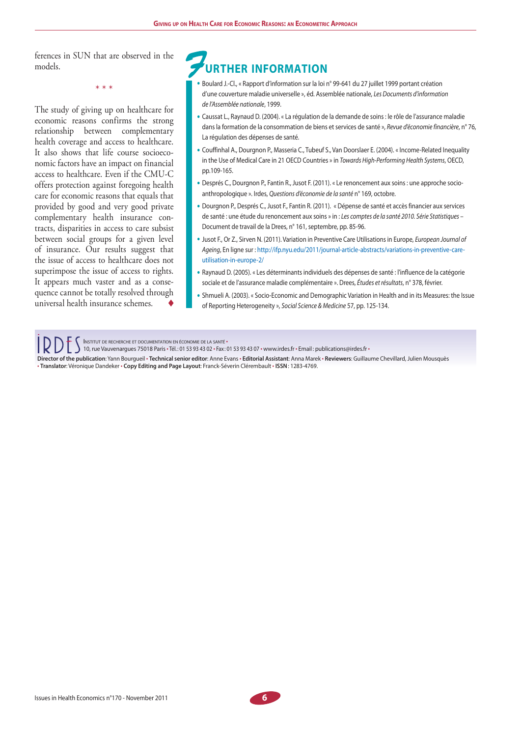ferences in SUN that are observed in the models.

\* \* \*

The study of giving up on healthcare for economic reasons confirms the strong relationship between complementary health coverage and access to healthcare. It also shows that life course socioeconomic factors have an impact on financial access to healthcare. Even if the CMU-C offers protection against foregoing health care for economic reasons that equals that provided by good and very good private complementary health insurance contracts, disparities in access to care subsist between social groups for a given level of insurance. Our results suggest that the issue of access to healthcare does not superimpose the issue of access to rights. It appears much vaster and as a consequence cannot be totally resolved through universal health insurance schemes. ♦

## FURTHER INFORMATION

- Boulard J.-Cl., « Rapport d'information sur la loi n° 99-641 du 27 juillet 1999 portant création d'une couverture maladie universelle », éd. Assemblée nationale, *Les Documents d'information de l'Assemblée nationale*, 1999.
- Caussat L., Raynaud D. (2004). « La régulation de la demande de soins : le rôle de l'assurance maladie dans la formation de la consommation de biens et services de santé », *Revue d'économie financière*, n° 76, La régulation des dépenses de santé.
- Couffinhal A., Dourgnon P., Masseria C., Tubeuf S., Van Doorslaer E. (2004). « Income-Related Inequality in the Use of Medical Care in 21 OECD Countries » in *Towards High-Performing Health Systems*, OECD, pp.109-165.
- Després C., Dourgnon P., Fantin R., Jusot F. (2011). « Le renoncement aux soins : une approche socio-anthropologique ». Irdes, *Questions d'économie de la santé* n° 169, octobre.
- Dourgnon P., Després C., Jusot F., Fantin R. (2011). « Dépense de santé et accès financier aux services de santé : une étude du renoncement aux soins » in : *Les comptes de la santé 2010. Série Statistiques* – Document de travail de la Drees, n° 161, septembre, pp. 85-96.
- Jusot F., Or Z., Sirven N. (2011). Variation in Preventive Care Utilisations in Europe, *European Journal of Ageing*, En ligne sur : http://ifp.nyu.edu/2011/journal-article-abstracts/variations-in-preventive-care-utilisation-in-europe-2/
- Raynaud D. (2005). « Les déterminants individuels des dépenses de santé : l'influence de la catégorie sociale et de l'assurance maladie complémentaire ». Drees, *Études et résultats*, n° 378, février.
- Shmueli A. (2003). « Socio-Economic and Demographic Variation in Health and in its Measures: the Issue of Reporting Heterogeneity », *Social Science & Medicine* 57, pp. 125-134.

IRDES Institut de recherche et documentation en économie de la santé • 10, rue Vauvenargues 75018 Paris • Tél. : 01 53 93 43 02 • Fax : 01 53 93 43 07 • www.irdes.fr • Email : publications@irdes.fr •

**Director of the publication**: Yann Bourgueil • **Technical senior editor**: Anne Evans • **Editorial Assistant**: Anna Marek • **Reviewers**: Guillaume Chevillard, Julien Mousquès • **Translator**: Véronique Dandeker • **Copy Editing and Page Layout**: Franck-Séverin Clérembault • **ISSN**: 1283-4769.